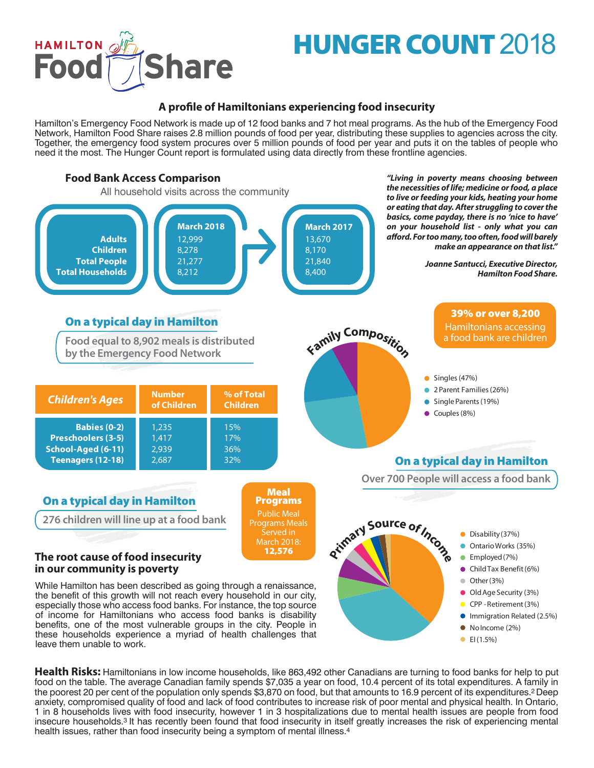# HAMILTON Food Share

# HUNGER COUNT 2018

## A profile of Hamiltonians experiencing food insecurity

Hamilton's Emergency Food Network is made up of 12 food banks and 7 hot meal programs. As the hub of the Emergency Food Network, Hamilton Food Share raises 2.8 million pounds of food per year, distributing these supplies to agencies across the city. Together, the emergency food system procures over 5 million pounds of food per year and puts it on the tables of people who need it the most. The Hunger Count report is formulated using data directly from these frontline agencies.

### Food Bank Access Comparison

All household visits across the community

| | March 2018 | March 2017 |
|---|---|---|
| Adults | 12,999 | 13,670 |
| Children | 8,278 | 8,170 |
| Total People | 21,277 | 21,840 |
| Total Households | 8,212 | 8,400 |

*"Living in poverty means choosing between the necessities of life; medicine or food, a place to live or feeding your kids, heating your home or eating that day. After struggling to cover the basics, come payday, there is no 'nice to have' on your household list - only what you can afford. For too many, too often, food will barely make an appearance on that list."*

*Joanne Santucci, Executive Director, Hamilton Food Share.*

### On a typical day in Hamilton

Food equal to 8,902 meals is distributed by the Emergency Food Network

| Children's Ages | Number of Children | % of Total Children |
|---|---|---|
| Babies (0-2) | 1,235 | 15% |
| Preschoolers (3-5) | 1,417 | 17% |
| School-Aged (6-11) | 2,939 | 36% |
| Teenagers (12-18) | 2,687 | 32% |

### Family Composition

**39% or over 8,200** Hamiltonians accessing a food bank are children

- Singles (47%)
- 2 Parent Families (26%)
- Single Parents (19%)
- Couples (8%)

### On a typical day in Hamilton

Over 700 People will access a food bank

### On a typical day in Hamilton

276 children will line up at a food bank

**Meal Programs**

Public Meal Programs Meals Served in March 2018: **12,576**

### Primary Source of Income

- Disability (37%)
- Ontario Works (35%)
- Employed (7%)
- Child Tax Benefit (6%)
- Other (3%)
- Old Age Security (3%)
- CPP - Retirement (3%)
- Immigration Related (2.5%)
- No Income (2%)
- EI (1.5%)

### The root cause of food insecurity in our community is poverty

While Hamilton has been described as going through a renaissance, the benefit of this growth will not reach every household in our city, especially those who access food banks. For instance, the top source of income for Hamiltonians who access food banks is disability benefits, one of the most vulnerable groups in the city. People in these households experience a myriad of health challenges that leave them unable to work.

**Health Risks:** Hamiltonians in low income households, like 863,492 other Canadians are turning to food banks for help to put food on the table. The average Canadian family spends $7,035 a year on food, 10.4 percent of its total expenditures. A family in the poorest 20 per cent of the population only spends $3,870 on food, but that amounts to 16.9 percent of its expenditures.[2] Deep anxiety, compromised quality of food and lack of food contributes to increase risk of poor mental and physical health. In Ontario, 1 in 8 households lives with food insecurity, however 1 in 3 hospitalizations due to mental health issues are people from food insecure households.[3] It has recently been found that food insecurity in itself greatly increases the risk of experiencing mental health issues, rather than food insecurity being a symptom of mental illness.[4]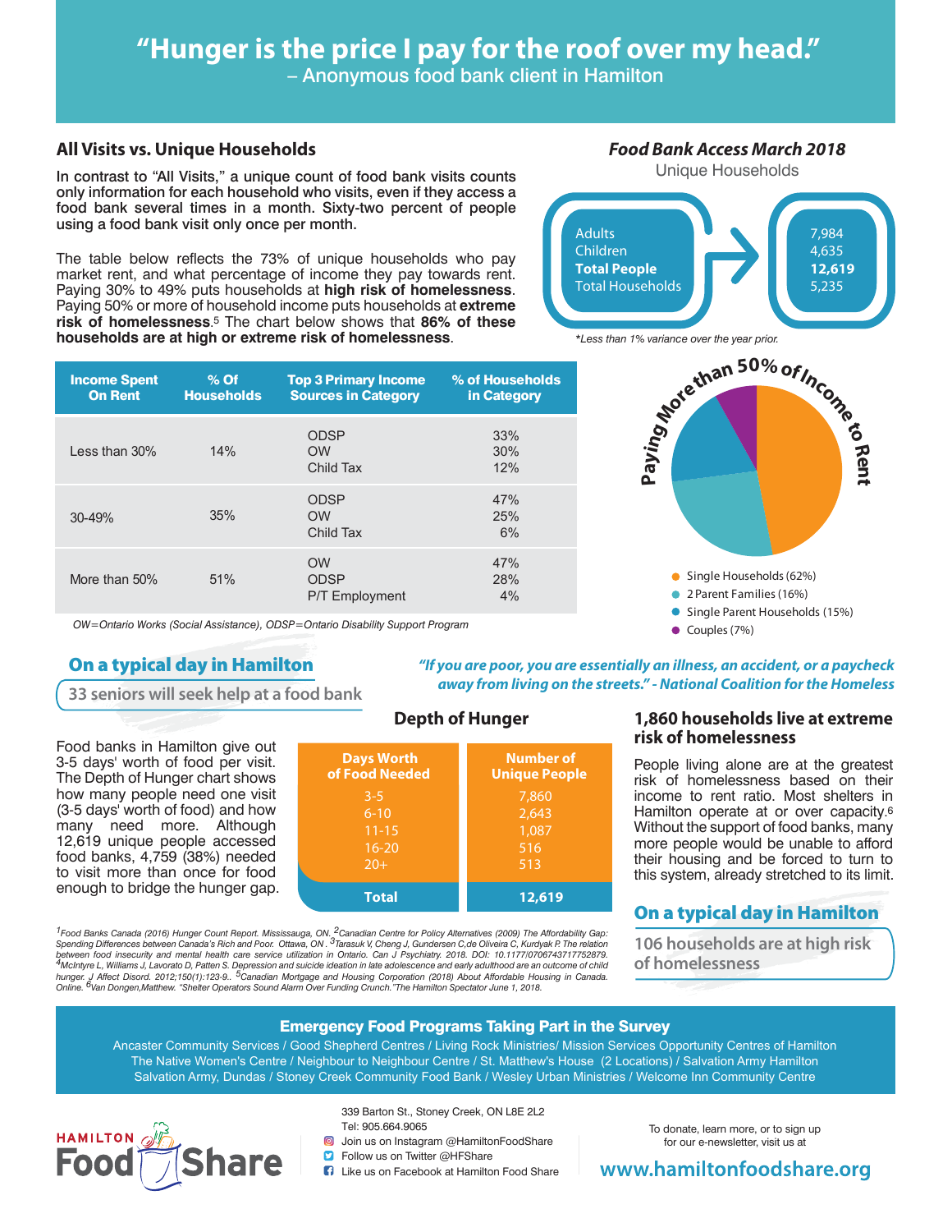# "Hunger is the price I pay for the roof over my head."

– Anonymous food bank client in Hamilton

## All Visits vs. Unique Households

In contrast to "All Visits," a unique count of food bank visits counts only information for each household who visits, even if they access a food bank several times in a month. Sixty-two percent of people using a food bank visit only once per month.

The table below reflects the 73% of unique households who pay market rent, and what percentage of income they pay towards rent. Paying 30% to 49% puts households at **high risk of homelessness**. Paying 50% or more of household income puts households at **extreme risk of homelessness**.[5] The chart below shows that **86% of these households are at high or extreme risk of homelessness**.

## *Food Bank Access March 2018*

Unique Households

| | |
|---|---|
| Adults | 7,984 |
| Children | 4,635 |
| **Total People** | **12,619** |
| Total Households | 5,235 |

*Less than 1% variance over the year prior.

| Income Spent On Rent | % Of Households | Top 3 Primary Income Sources in Category | % of Households in Category |
|---|---|---|---|
| Less than 30% | 14% | ODSP<br>OW<br>Child Tax | 33%<br>30%<br>12% |
| 30-49% | 35% | ODSP<br>OW<br>Child Tax | 47%<br>25%<br>6% |
| More than 50% | 51% | OW<br>ODSP<br>P/T Employment | 47%<br>28%<br>4% |

*OW=Ontario Works (Social Assistance), ODSP=Ontario Disability Support Program*

**Paying More than 50% of Income to Rent**

- Single Households (62%)
- 2 Parent Families (16%)
- Single Parent Households (15%)
- Couples (7%)

## On a typical day in Hamilton

33 seniors will seek help at a food bank

*"If you are poor, you are essentially an illness, an accident, or a paycheck away from living on the streets." - National Coalition for the Homeless*

Food banks in Hamilton give out 3-5 days' worth of food per visit. The Depth of Hunger chart shows how many people need one visit (3-5 days' worth of food) and how many need more. Although 12,619 unique people accessed food banks, 4,759 (38%) needed to visit more than once for food enough to bridge the hunger gap.

### Depth of Hunger

| Days Worth of Food Needed | Number of Unique People |
|---|---|
| 3-5 | 7,860 |
| 6-10 | 2,643 |
| 11-15 | 1,087 |
| 16-20 | 516 |
| 20+ | 513 |
| **Total** | **12,619** |

### 1,860 households live at extreme risk of homelessness

People living alone are at the greatest risk of homelessness based on their income to rent ratio. Most shelters in Hamilton operate at or over capacity.[6] Without the support of food banks, many more people would be unable to afford their housing and be forced to turn to this system, already stretched to its limit.

## On a typical day in Hamilton

106 households are at high risk of homelessness

[1]Food Banks Canada (2016) Hunger Count Report. Mississauga, ON. [2]Canadian Centre for Policy Alternatives (2009) The Affordability Gap: Spending Differences between Canada's Rich and Poor. Ottawa, ON . [3]Tarasuk V, Cheng J, Gundersen C,de Oliveira C, Kurdyak P. The relation between food insecurity and mental health care service utilization in Ontario. Can J Psychiatry. 2018. DOI: 10.1177/0706743717752879. [4]McIntyre L, Williams J, Lavorato D, Patten S. Depression and suicide ideation in late adolescence and early adulthood are an outcome of child hunger. J Affect Disord. 2012;150(1):123-9.. [5]Canadian Mortgage and Housing Corporation (2018) About Affordable Housing in Canada. Online. [6]Van Dongen,Matthew. "Shelter Operators Sound Alarm Over Funding Crunch."The Hamilton Spectator June 1, 2018.

### Emergency Food Programs Taking Part in the Survey

Ancaster Community Services / Good Shepherd Centres / Living Rock Ministries/ Mission Services Opportunity Centres of Hamilton
The Native Women's Centre / Neighbour to Neighbour Centre / St. Matthew's House (2 Locations) / Salvation Army Hamilton
Salvation Army, Dundas / Stoney Creek Community Food Bank / Wesley Urban Ministries / Welcome Inn Community Centre

HAMILTON Food Share

339 Barton St., Stoney Creek, ON L8E 2L2
Tel: 905.664.9065
Join us on Instagram @HamiltonFoodShare
Follow us on Twitter @HFShare
Like us on Facebook at Hamilton Food Share

To donate, learn more, or to sign up for our e-newsletter, visit us at

**www.hamiltonfoodshare.org**